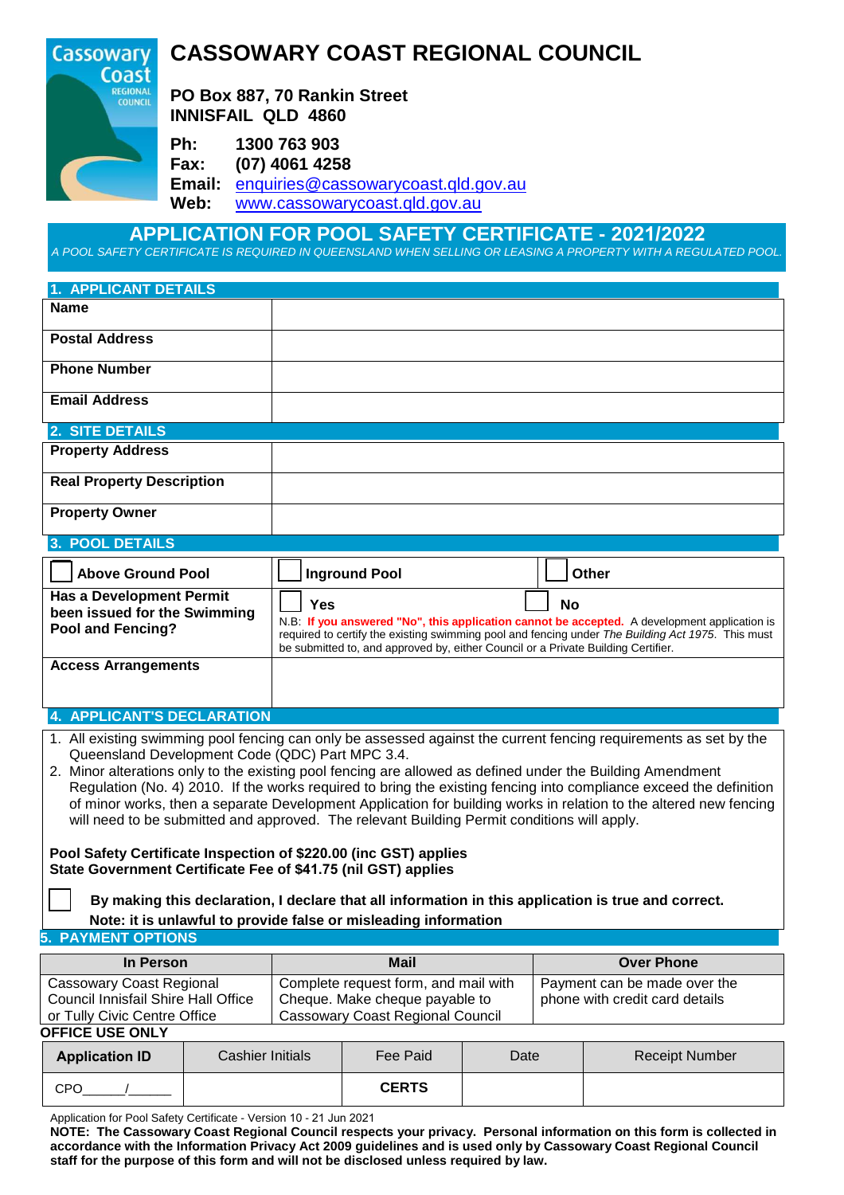# CASSOWARY COAST REGIONAL COUNCIL

**PO Box 887, 70 Rankin Street**
**INNISFAIL QLD 4860**

**Ph:** 1300 763 903
**Fax:** (07) 4061 4258
**Email:** enquiries@cassowarycoast.qld.gov.au
**Web:** www.cassowarycoast.qld.gov.au

## APPLICATION FOR POOL SAFETY CERTIFICATE - 2021/2022

*A POOL SAFETY CERTIFICATE IS REQUIRED IN QUEENSLAND WHEN SELLING OR LEASING A PROPERTY WITH A REGULATED POOL.*

### 1. APPLICANT DETAILS

| | |
|---|---|
| **Name** | |
| **Postal Address** | |
| **Phone Number** | |
| **Email Address** | |

### 2. SITE DETAILS

| | |
|---|---|
| **Property Address** | |
| **Real Property Description** | |
| **Property Owner** | |

### 3. POOL DETAILS

| | | |
|---|---|---|
| ☐ **Above Ground Pool** | ☐ **Inground Pool** | ☐ **Other** |
| **Has a Development Permit been issued for the Swimming Pool and Fencing?** | ☐ **Yes** ☐ **No**<br>N.B: **If you answered "No", this application cannot be accepted.** A development application is required to certify the existing swimming pool and fencing under *The Building Act 1975*. This must be submitted to, and approved by, either Council or a Private Building Certifier. | |
| **Access Arrangements** | | |

### 4. APPLICANT'S DECLARATION

1. All existing swimming pool fencing can only be assessed against the current fencing requirements as set by the Queensland Development Code (QDC) Part MPC 3.4.
2. Minor alterations only to the existing pool fencing are allowed as defined under the Building Amendment Regulation (No. 4) 2010. If the works required to bring the existing fencing into compliance exceed the definition of minor works, then a separate Development Application for building works in relation to the altered new fencing will need to be submitted and approved. The relevant Building Permit conditions will apply.

**Pool Safety Certificate Inspection of $220.00 (inc GST) applies**
**State Government Certificate Fee of $41.75 (nil GST) applies**

☐ **By making this declaration, I declare that all information in this application is true and correct.**
**Note: it is unlawful to provide false or misleading information**

### 5. PAYMENT OPTIONS

| In Person | Mail | Over Phone |
|---|---|---|
| Cassowary Coast Regional Council Innisfail Shire Hall Office or Tully Civic Centre Office | Complete request form, and mail with Cheque. Make cheque payable to Cassowary Coast Regional Council | Payment can be made over the phone with credit card details |

**OFFICE USE ONLY**

| Application ID | Cashier Initials | Fee Paid | Date | Receipt Number |
|---|---|---|---|---|
| CPO_____/_____ | | **CERTS** | | |

Application for Pool Safety Certificate - Version 10 - 21 Jun 2021

**NOTE: The Cassowary Coast Regional Council respects your privacy. Personal information on this form is collected in accordance with the Information Privacy Act 2009 guidelines and is used only by Cassowary Coast Regional Council staff for the purpose of this form and will not be disclosed unless required by law.**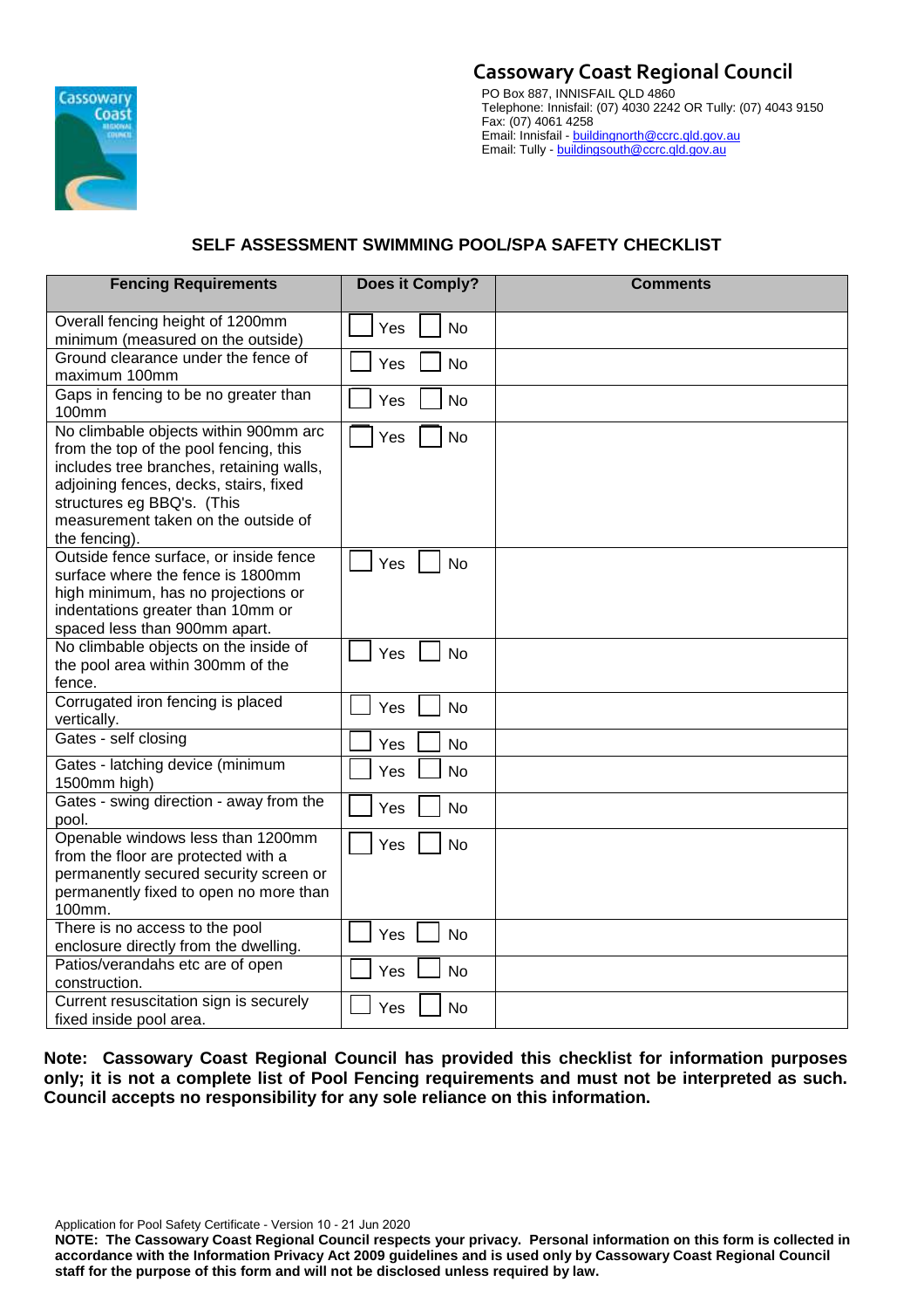## Cassowary Coast Regional Council

PO Box 887, INNISFAIL QLD 4860
Telephone: Innisfail: (07) 4030 2242 OR Tully: (07) 4043 9150
Fax: (07) 4061 4258
Email: Innisfail - buildingnorth@ccrc.qld.gov.au
Email: Tully - buildingsouth@ccrc.qld.gov.au

### SELF ASSESSMENT SWIMMING POOL/SPA SAFETY CHECKLIST

| Fencing Requirements | Does it Comply? | Comments |
|---|---|---|
| Overall fencing height of 1200mm minimum (measured on the outside) | ☐ Yes ☐ No | |
| Ground clearance under the fence of maximum 100mm | ☐ Yes ☐ No | |
| Gaps in fencing to be no greater than 100mm | ☐ Yes ☐ No | |
| No climbable objects within 900mm arc from the top of the pool fencing, this includes tree branches, retaining walls, adjoining fences, decks, stairs, fixed structures eg BBQ's. (This measurement taken on the outside of the fencing). | ☐ Yes ☐ No | |
| Outside fence surface, or inside fence surface where the fence is 1800mm high minimum, has no projections or indentations greater than 10mm or spaced less than 900mm apart. | ☐ Yes ☐ No | |
| No climbable objects on the inside of the pool area within 300mm of the fence. | ☐ Yes ☐ No | |
| Corrugated iron fencing is placed vertically. | ☐ Yes ☐ No | |
| Gates - self closing | ☐ Yes ☐ No | |
| Gates - latching device (minimum 1500mm high) | ☐ Yes ☐ No | |
| Gates - swing direction - away from the pool. | ☐ Yes ☐ No | |
| Openable windows less than 1200mm from the floor are protected with a permanently secured security screen or permanently fixed to open no more than 100mm. | ☐ Yes ☐ No | |
| There is no access to the pool enclosure directly from the dwelling. | ☐ Yes ☐ No | |
| Patios/verandahs etc are of open construction. | ☐ Yes ☐ No | |
| Current resuscitation sign is securely fixed inside pool area. | ☐ Yes ☐ No | |

**Note: Cassowary Coast Regional Council has provided this checklist for information purposes only; it is not a complete list of Pool Fencing requirements and must not be interpreted as such. Council accepts no responsibility for any sole reliance on this information.**

Application for Pool Safety Certificate - Version 10 - 21 Jun 2020

**NOTE: The Cassowary Coast Regional Council respects your privacy. Personal information on this form is collected in accordance with the Information Privacy Act 2009 guidelines and is used only by Cassowary Coast Regional Council staff for the purpose of this form and will not be disclosed unless required by law.**